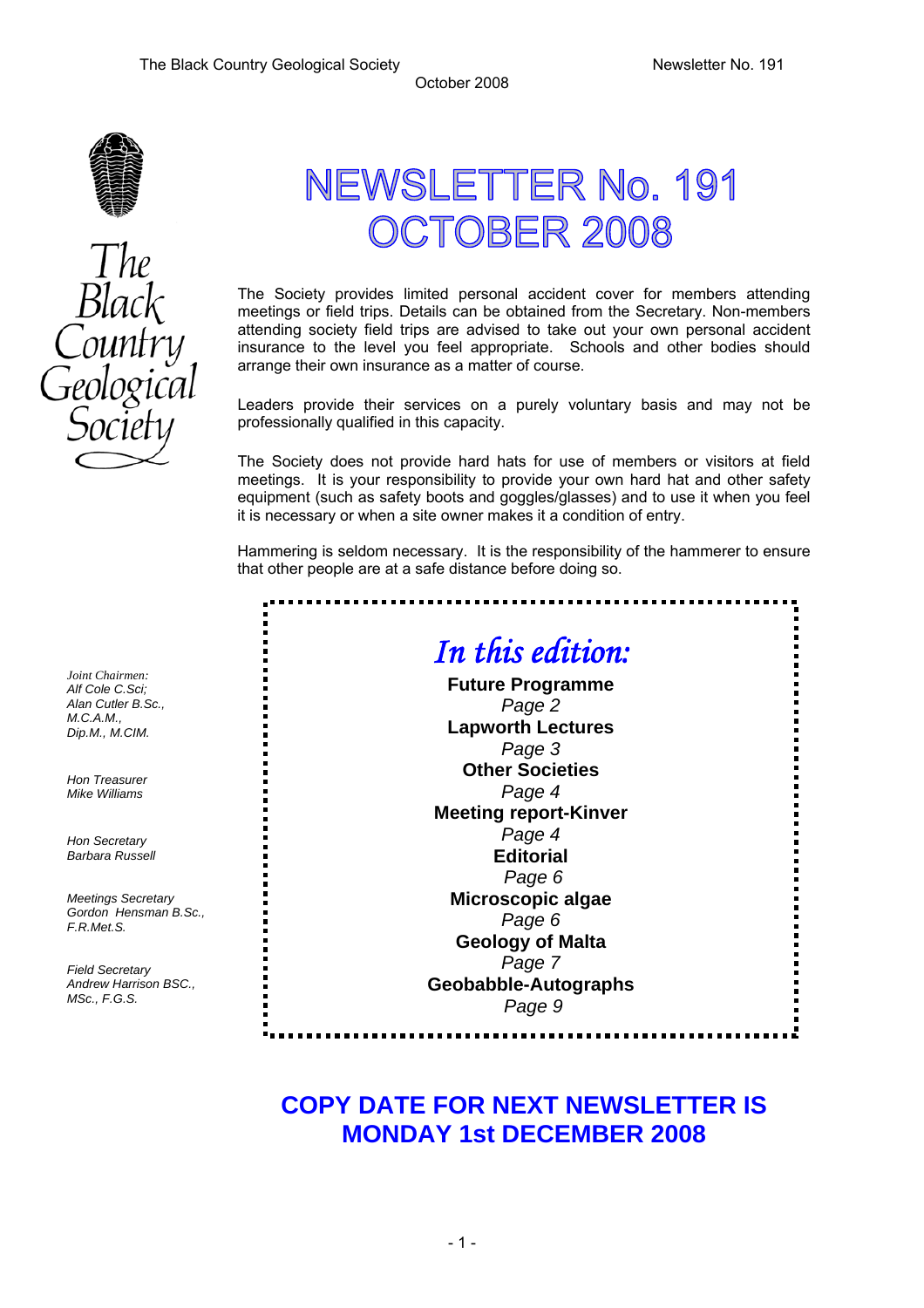The Black Country Geological Society — Newsletter No. 191 — October 2008

# NEWSLETTER No. 191 OCTOBER 2008

The Black Country Geological Society

The Society provides limited personal accident cover for members attending meetings or field trips. Details can be obtained from the Secretary. Non-members attending society field trips are advised to take out your own personal accident insurance to the level you feel appropriate. Schools and other bodies should arrange their own insurance as a matter of course.

Leaders provide their services on a purely voluntary basis and may not be professionally qualified in this capacity.

The Society does not provide hard hats for use of members or visitors at field meetings. It is your responsibility to provide your own hard hat and other safety equipment (such as safety boots and goggles/glasses) and to use it when you feel it is necessary or when a site owner makes it a condition of entry.

Hammering is seldom necessary. It is the responsibility of the hammerer to ensure that other people are at a safe distance before doing so.

*Joint Chairmen:*
*Alf Cole C.Sci;*
*Alan Cutler B.Sc., M.C.A.M., Dip.M., M.CIM.*

*Hon Treasurer*
*Mike Williams*

*Hon Secretary*
*Barbara Russell*

*Meetings Secretary*
*Gordon Hensman B.Sc., F.R.Met.S.*

*Field Secretary*
*Andrew Harrison BSC., MSc., F.G.S.*

## *In this edition:*

**Future Programme** *Page 2*
**Lapworth Lectures** *Page 3*
**Other Societies** *Page 4*
**Meeting report-Kinver** *Page 4*
**Editorial** *Page 6*
**Microscopic algae** *Page 6*
**Geology of Malta** *Page 7*
**Geobabble-Autographs** *Page 9*

## COPY DATE FOR NEXT NEWSLETTER IS MONDAY 1st DECEMBER 2008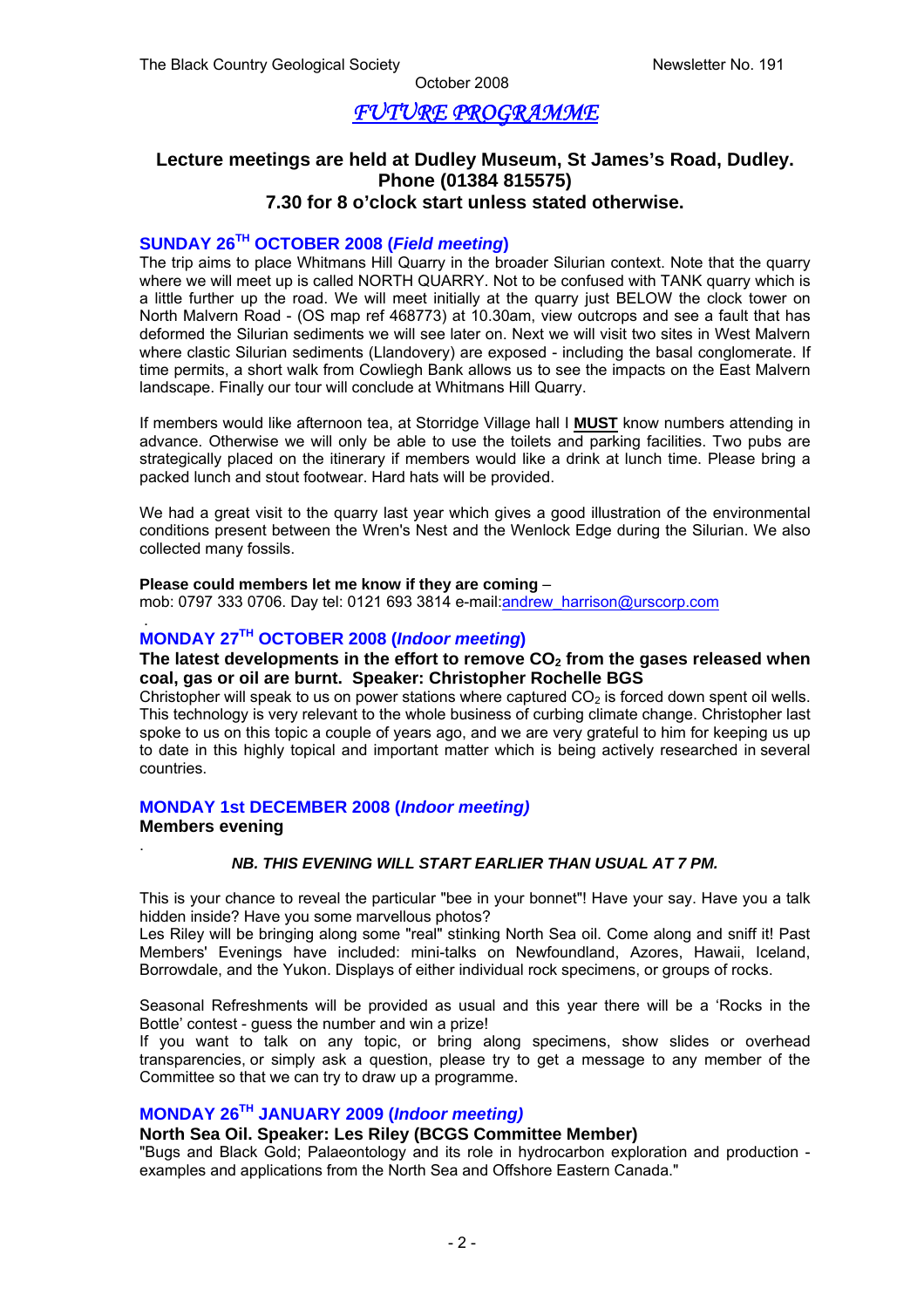# *FUTURE PROGRAMME*

**Lecture meetings are held at Dudley Museum, St James's Road, Dudley. Phone (01384 815575)**
**7.30 for 8 o'clock start unless stated otherwise.**

## SUNDAY 26TH OCTOBER 2008 (*Field meeting*)

The trip aims to place Whitmans Hill Quarry in the broader Silurian context. Note that the quarry where we will meet up is called NORTH QUARRY. Not to be confused with TANK quarry which is a little further up the road. We will meet initially at the quarry just BELOW the clock tower on North Malvern Road - (OS map ref 468773) at 10.30am, view outcrops and see a fault that has deformed the Silurian sediments we will see later on. Next we will visit two sites in West Malvern where clastic Silurian sediments (Llandovery) are exposed - including the basal conglomerate. If time permits, a short walk from Cowliegh Bank allows us to see the impacts on the East Malvern landscape. Finally our tour will conclude at Whitmans Hill Quarry.

If members would like afternoon tea, at Storridge Village hall I **MUST** know numbers attending in advance. Otherwise we will only be able to use the toilets and parking facilities. Two pubs are strategically placed on the itinerary if members would like a drink at lunch time. Please bring a packed lunch and stout footwear. Hard hats will be provided.

We had a great visit to the quarry last year which gives a good illustration of the environmental conditions present between the Wren's Nest and the Wenlock Edge during the Silurian. We also collected many fossils.

**Please could members let me know if they are coming** –
mob: 0797 333 0706. Day tel: 0121 693 3814 e-mail:andrew_harrison@urscorp.com

## MONDAY 27TH OCTOBER 2008 (*Indoor meeting*)

**The latest developments in the effort to remove $CO_2$ from the gases released when coal, gas or oil are burnt. Speaker: Christopher Rochelle BGS**

Christopher will speak to us on power stations where captured $CO_2$ is forced down spent oil wells. This technology is very relevant to the whole business of curbing climate change. Christopher last spoke to us on this topic a couple of years ago, and we are very grateful to him for keeping us up to date in this highly topical and important matter which is being actively researched in several countries.

## MONDAY 1st DECEMBER 2008 (*Indoor meeting)*

**Members evening**

***NB. THIS EVENING WILL START EARLIER THAN USUAL AT 7 PM.***

This is your chance to reveal the particular "bee in your bonnet"! Have your say. Have you a talk hidden inside? Have you some marvellous photos?

Les Riley will be bringing along some "real" stinking North Sea oil. Come along and sniff it! Past Members' Evenings have included: mini-talks on Newfoundland, Azores, Hawaii, Iceland, Borrowdale, and the Yukon. Displays of either individual rock specimens, or groups of rocks.

Seasonal Refreshments will be provided as usual and this year there will be a 'Rocks in the Bottle' contest - guess the number and win a prize!

If you want to talk on any topic, or bring along specimens, show slides or overhead transparencies, or simply ask a question, please try to get a message to any member of the Committee so that we can try to draw up a programme.

## MONDAY 26TH JANUARY 2009 (*Indoor meeting)*

**North Sea Oil. Speaker: Les Riley (BCGS Committee Member)**

"Bugs and Black Gold; Palaeontology and its role in hydrocarbon exploration and production - examples and applications from the North Sea and Offshore Eastern Canada."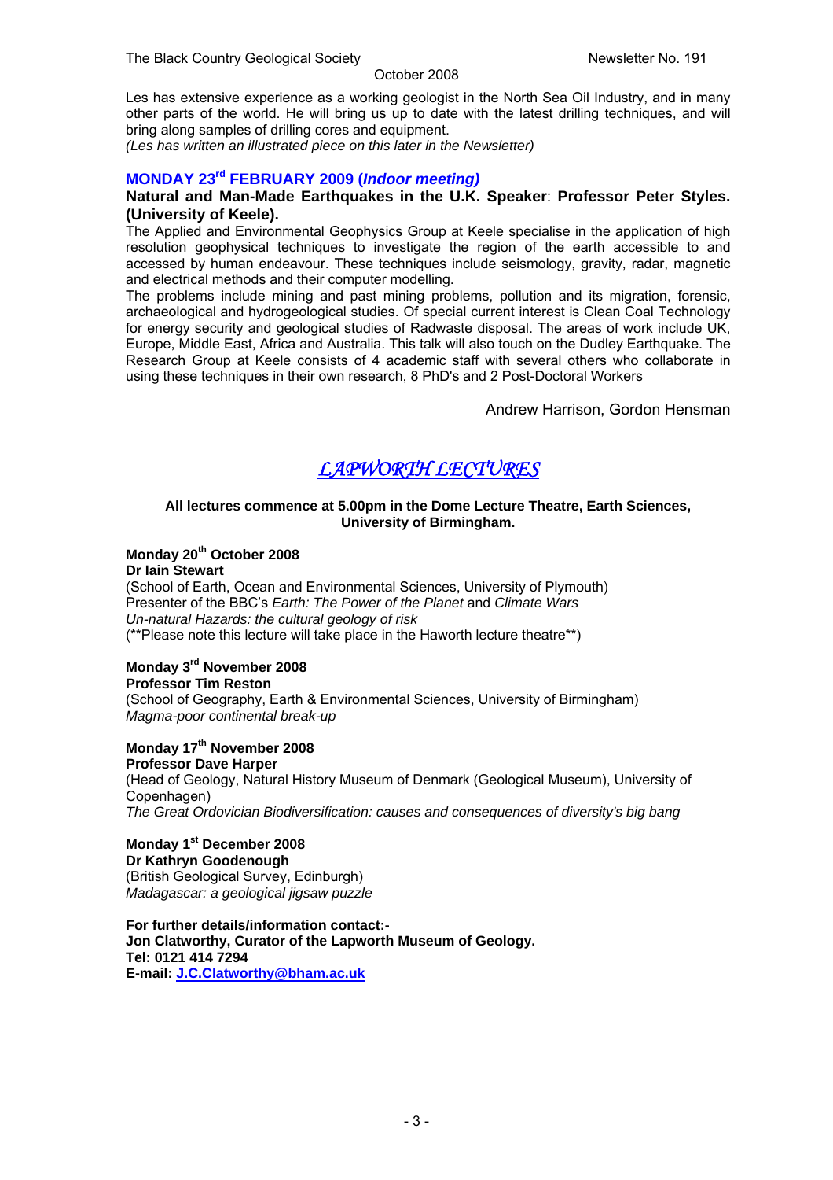Les has extensive experience as a working geologist in the North Sea Oil Industry, and in many other parts of the world. He will bring us up to date with the latest drilling techniques, and will bring along samples of drilling cores and equipment.
*(Les has written an illustrated piece on this later in the Newsletter)*

### MONDAY 23rd FEBRUARY 2009 (*Indoor meeting)*

**Natural and Man-Made Earthquakes in the U.K. Speaker**: **Professor Peter Styles. (University of Keele).**

The Applied and Environmental Geophysics Group at Keele specialise in the application of high resolution geophysical techniques to investigate the region of the earth accessible to and accessed by human endeavour. These techniques include seismology, gravity, radar, magnetic and electrical methods and their computer modelling.

The problems include mining and past mining problems, pollution and its migration, forensic, archaeological and hydrogeological studies. Of special current interest is Clean Coal Technology for energy security and geological studies of Radwaste disposal. The areas of work include UK, Europe, Middle East, Africa and Australia. This talk will also touch on the Dudley Earthquake. The Research Group at Keele consists of 4 academic staff with several others who collaborate in using these techniques in their own research, 8 PhD's and 2 Post-Doctoral Workers

Andrew Harrison, Gordon Hensman

## *LAPWORTH LECTURES*

**All lectures commence at 5.00pm in the Dome Lecture Theatre, Earth Sciences, University of Birmingham.**

**Monday 20th October 2008**
**Dr Iain Stewart**
(School of Earth, Ocean and Environmental Sciences, University of Plymouth)
Presenter of the BBC's *Earth: The Power of the Planet* and *Climate Wars*
*Un-natural Hazards: the cultural geology of risk*
(**Please note this lecture will take place in the Haworth lecture theatre**)

**Monday 3rd November 2008**
**Professor Tim Reston**
(School of Geography, Earth & Environmental Sciences, University of Birmingham)
*Magma-poor continental break-up*

**Monday 17th November 2008**
**Professor Dave Harper**
(Head of Geology, Natural History Museum of Denmark (Geological Museum), University of Copenhagen)
*The Great Ordovician Biodiversification: causes and consequences of diversity's big bang*

**Monday 1st December 2008**
**Dr Kathryn Goodenough**
(British Geological Survey, Edinburgh)
*Madagascar: a geological jigsaw puzzle*

**For further details/information contact:-**
**Jon Clatworthy, Curator of the Lapworth Museum of Geology.**
**Tel: 0121 414 7294**
**E-mail: J.C.Clatworthy@bham.ac.uk**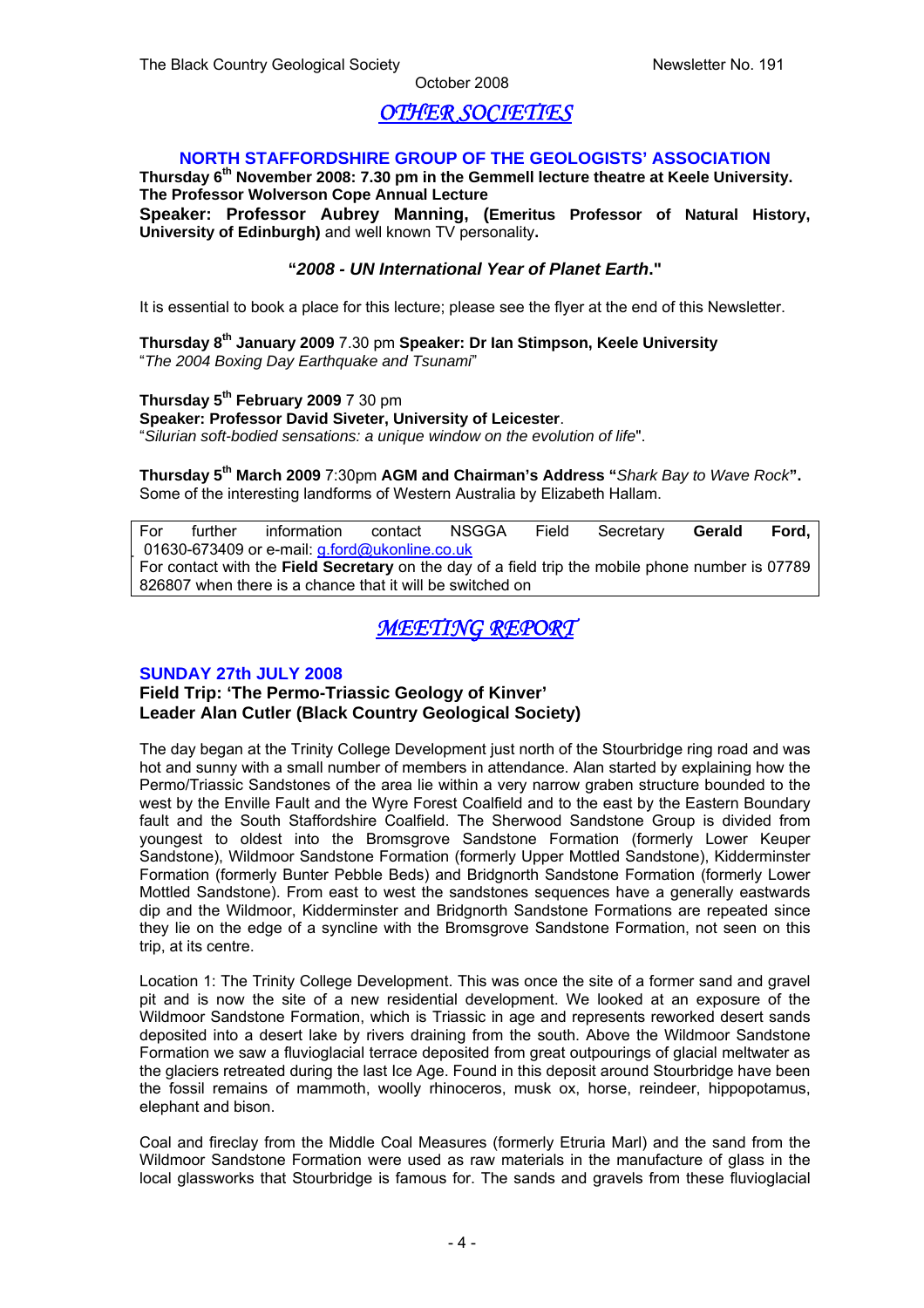# *OTHER SOCIETIES*

### NORTH STAFFORDSHIRE GROUP OF THE GEOLOGISTS' ASSOCIATION

**Thursday 6th November 2008: 7.30 pm in the Gemmell lecture theatre at Keele University.**
**The Professor Wolverson Cope Annual Lecture**
**Speaker: Professor Aubrey Manning, (Emeritus Professor of Natural History, University of Edinburgh)** and well known TV personality**.**

**"*2008 - UN International Year of Planet Earth*."**

It is essential to book a place for this lecture; please see the flyer at the end of this Newsletter.

**Thursday 8th January 2009** 7.30 pm **Speaker: Dr Ian Stimpson, Keele University**
"*The 2004 Boxing Day Earthquake and Tsunami*"

**Thursday 5th February 2009** 7 30 pm
**Speaker: Professor David Siveter, University of Leicester**.
"*Silurian soft-bodied sensations: a unique window on the evolution of life*".

**Thursday 5th March 2009** 7:30pm **AGM and Chairman's Address "***Shark Bay to Wave Rock***".** Some of the interesting landforms of Western Australia by Elizabeth Hallam.

> For further information contact NSGGA Field Secretary **Gerald Ford,** 01630-673409 or e-mail: g.ford@ukonline.co.uk
> For contact with the **Field Secretary** on the day of a field trip the mobile phone number is 07789 826807 when there is a chance that it will be switched on

# *MEETING REPORT*

### SUNDAY 27th JULY 2008

**Field Trip: 'The Permo-Triassic Geology of Kinver'**
**Leader Alan Cutler (Black Country Geological Society)**

The day began at the Trinity College Development just north of the Stourbridge ring road and was hot and sunny with a small number of members in attendance. Alan started by explaining how the Permo/Triassic Sandstones of the area lie within a very narrow graben structure bounded to the west by the Enville Fault and the Wyre Forest Coalfield and to the east by the Eastern Boundary fault and the South Staffordshire Coalfield. The Sherwood Sandstone Group is divided from youngest to oldest into the Bromsgrove Sandstone Formation (formerly Lower Keuper Sandstone), Wildmoor Sandstone Formation (formerly Upper Mottled Sandstone), Kidderminster Formation (formerly Bunter Pebble Beds) and Bridgnorth Sandstone Formation (formerly Lower Mottled Sandstone). From east to west the sandstones sequences have a generally eastwards dip and the Wildmoor, Kidderminster and Bridgnorth Sandstone Formations are repeated since they lie on the edge of a syncline with the Bromsgrove Sandstone Formation, not seen on this trip, at its centre.

Location 1: The Trinity College Development. This was once the site of a former sand and gravel pit and is now the site of a new residential development. We looked at an exposure of the Wildmoor Sandstone Formation, which is Triassic in age and represents reworked desert sands deposited into a desert lake by rivers draining from the south. Above the Wildmoor Sandstone Formation we saw a fluvioglacial terrace deposited from great outpourings of glacial meltwater as the glaciers retreated during the last Ice Age. Found in this deposit around Stourbridge have been the fossil remains of mammoth, woolly rhinoceros, musk ox, horse, reindeer, hippopotamus, elephant and bison.

Coal and fireclay from the Middle Coal Measures (formerly Etruria Marl) and the sand from the Wildmoor Sandstone Formation were used as raw materials in the manufacture of glass in the local glassworks that Stourbridge is famous for. The sands and gravels from these fluvioglacial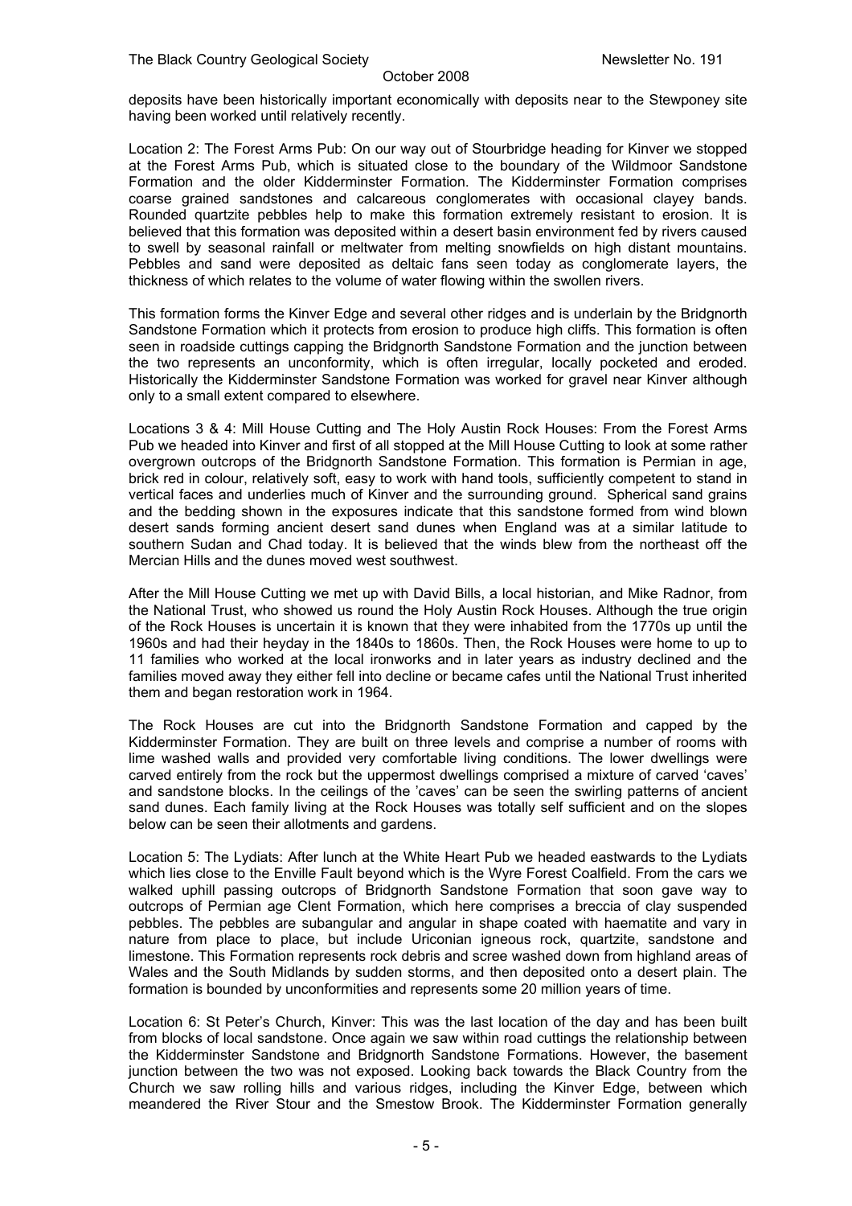deposits have been historically important economically with deposits near to the Stewponey site having been worked until relatively recently.

Location 2: The Forest Arms Pub: On our way out of Stourbridge heading for Kinver we stopped at the Forest Arms Pub, which is situated close to the boundary of the Wildmoor Sandstone Formation and the older Kidderminster Formation. The Kidderminster Formation comprises coarse grained sandstones and calcareous conglomerates with occasional clayey bands. Rounded quartzite pebbles help to make this formation extremely resistant to erosion. It is believed that this formation was deposited within a desert basin environment fed by rivers caused to swell by seasonal rainfall or meltwater from melting snowfields on high distant mountains. Pebbles and sand were deposited as deltaic fans seen today as conglomerate layers, the thickness of which relates to the volume of water flowing within the swollen rivers.

This formation forms the Kinver Edge and several other ridges and is underlain by the Bridgnorth Sandstone Formation which it protects from erosion to produce high cliffs. This formation is often seen in roadside cuttings capping the Bridgnorth Sandstone Formation and the junction between the two represents an unconformity, which is often irregular, locally pocketed and eroded. Historically the Kidderminster Sandstone Formation was worked for gravel near Kinver although only to a small extent compared to elsewhere.

Locations 3 & 4: Mill House Cutting and The Holy Austin Rock Houses: From the Forest Arms Pub we headed into Kinver and first of all stopped at the Mill House Cutting to look at some rather overgrown outcrops of the Bridgnorth Sandstone Formation. This formation is Permian in age, brick red in colour, relatively soft, easy to work with hand tools, sufficiently competent to stand in vertical faces and underlies much of Kinver and the surrounding ground. Spherical sand grains and the bedding shown in the exposures indicate that this sandstone formed from wind blown desert sands forming ancient desert sand dunes when England was at a similar latitude to southern Sudan and Chad today. It is believed that the winds blew from the northeast off the Mercian Hills and the dunes moved west southwest.

After the Mill House Cutting we met up with David Bills, a local historian, and Mike Radnor, from the National Trust, who showed us round the Holy Austin Rock Houses. Although the true origin of the Rock Houses is uncertain it is known that they were inhabited from the 1770s up until the 1960s and had their heyday in the 1840s to 1860s. Then, the Rock Houses were home to up to 11 families who worked at the local ironworks and in later years as industry declined and the families moved away they either fell into decline or became cafes until the National Trust inherited them and began restoration work in 1964.

The Rock Houses are cut into the Bridgnorth Sandstone Formation and capped by the Kidderminster Formation. They are built on three levels and comprise a number of rooms with lime washed walls and provided very comfortable living conditions. The lower dwellings were carved entirely from the rock but the uppermost dwellings comprised a mixture of carved 'caves' and sandstone blocks. In the ceilings of the 'caves' can be seen the swirling patterns of ancient sand dunes. Each family living at the Rock Houses was totally self sufficient and on the slopes below can be seen their allotments and gardens.

Location 5: The Lydiats: After lunch at the White Heart Pub we headed eastwards to the Lydiats which lies close to the Enville Fault beyond which is the Wyre Forest Coalfield. From the cars we walked uphill passing outcrops of Bridgnorth Sandstone Formation that soon gave way to outcrops of Permian age Clent Formation, which here comprises a breccia of clay suspended pebbles. The pebbles are subangular and angular in shape coated with haematite and vary in nature from place to place, but include Uriconian igneous rock, quartzite, sandstone and limestone. This Formation represents rock debris and scree washed down from highland areas of Wales and the South Midlands by sudden storms, and then deposited onto a desert plain. The formation is bounded by unconformities and represents some 20 million years of time.

Location 6: St Peter's Church, Kinver: This was the last location of the day and has been built from blocks of local sandstone. Once again we saw within road cuttings the relationship between the Kidderminster Sandstone and Bridgnorth Sandstone Formations. However, the basement junction between the two was not exposed. Looking back towards the Black Country from the Church we saw rolling hills and various ridges, including the Kinver Edge, between which meandered the River Stour and the Smestow Brook. The Kidderminster Formation generally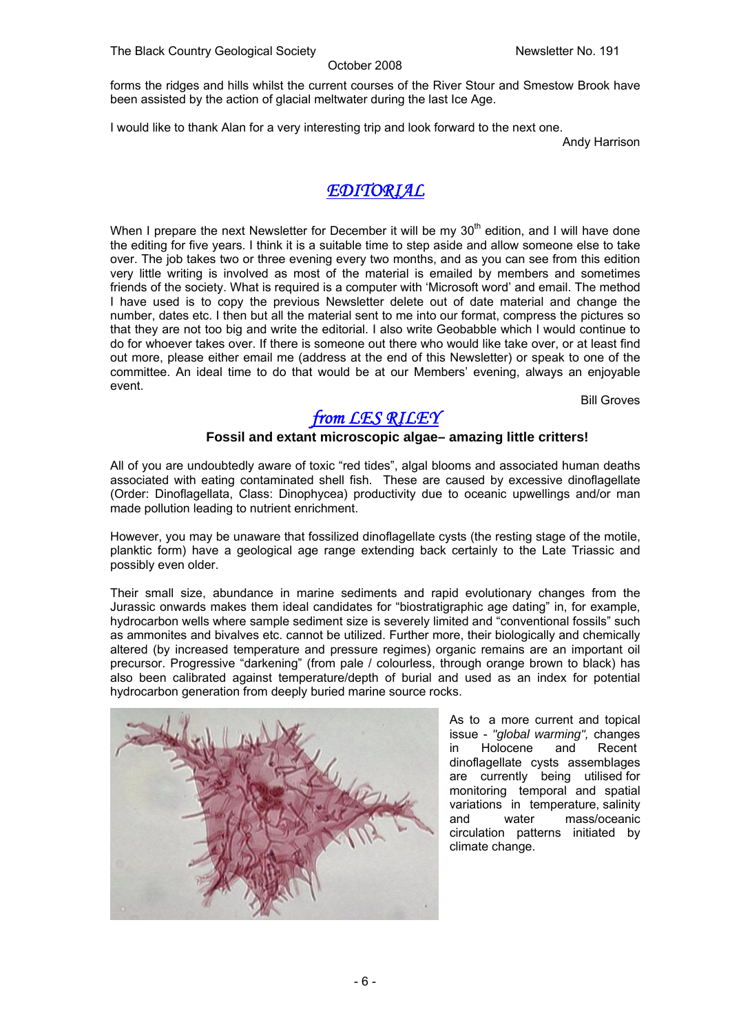forms the ridges and hills whilst the current courses of the River Stour and Smestow Brook have been assisted by the action of glacial meltwater during the last Ice Age.

I would like to thank Alan for a very interesting trip and look forward to the next one.

Andy Harrison

## *EDITORIAL*

When I prepare the next Newsletter for December it will be my 30th edition, and I will have done the editing for five years. I think it is a suitable time to step aside and allow someone else to take over. The job takes two or three evening every two months, and as you can see from this edition very little writing is involved as most of the material is emailed by members and sometimes friends of the society. What is required is a computer with 'Microsoft word' and email. The method I have used is to copy the previous Newsletter delete out of date material and change the number, dates etc. I then but all the material sent to me into our format, compress the pictures so that they are not too big and write the editorial. I also write Geobabble which I would continue to do for whoever takes over. If there is someone out there who would like take over, or at least find out more, please either email me (address at the end of this Newsletter) or speak to one of the committee. An ideal time to do that would be at our Members' evening, always an enjoyable event.

Bill Groves

## *from LES RILEY*

**Fossil and extant microscopic algae– amazing little critters!**

All of you are undoubtedly aware of toxic "red tides", algal blooms and associated human deaths associated with eating contaminated shell fish. These are caused by excessive dinoflagellate (Order: Dinoflagellata, Class: Dinophycea) productivity due to oceanic upwellings and/or man made pollution leading to nutrient enrichment.

However, you may be unaware that fossilized dinoflagellate cysts (the resting stage of the motile, planktic form) have a geological age range extending back certainly to the Late Triassic and possibly even older.

Their small size, abundance in marine sediments and rapid evolutionary changes from the Jurassic onwards makes them ideal candidates for "biostratigraphic age dating" in, for example, hydrocarbon wells where sample sediment size is severely limited and "conventional fossils" such as ammonites and bivalves etc. cannot be utilized. Further more, their biologically and chemically altered (by increased temperature and pressure regimes) organic remains are an important oil precursor. Progressive "darkening" (from pale / colourless, through orange brown to black) has also been calibrated against temperature/depth of burial and used as an index for potential hydrocarbon generation from deeply buried marine source rocks.

As to a more current and topical issue - *"global warming",* changes in Holocene and Recent dinoflagellate cysts assemblages are currently being utilised for monitoring temporal and spatial variations in temperature, salinity and water mass/oceanic circulation patterns initiated by climate change.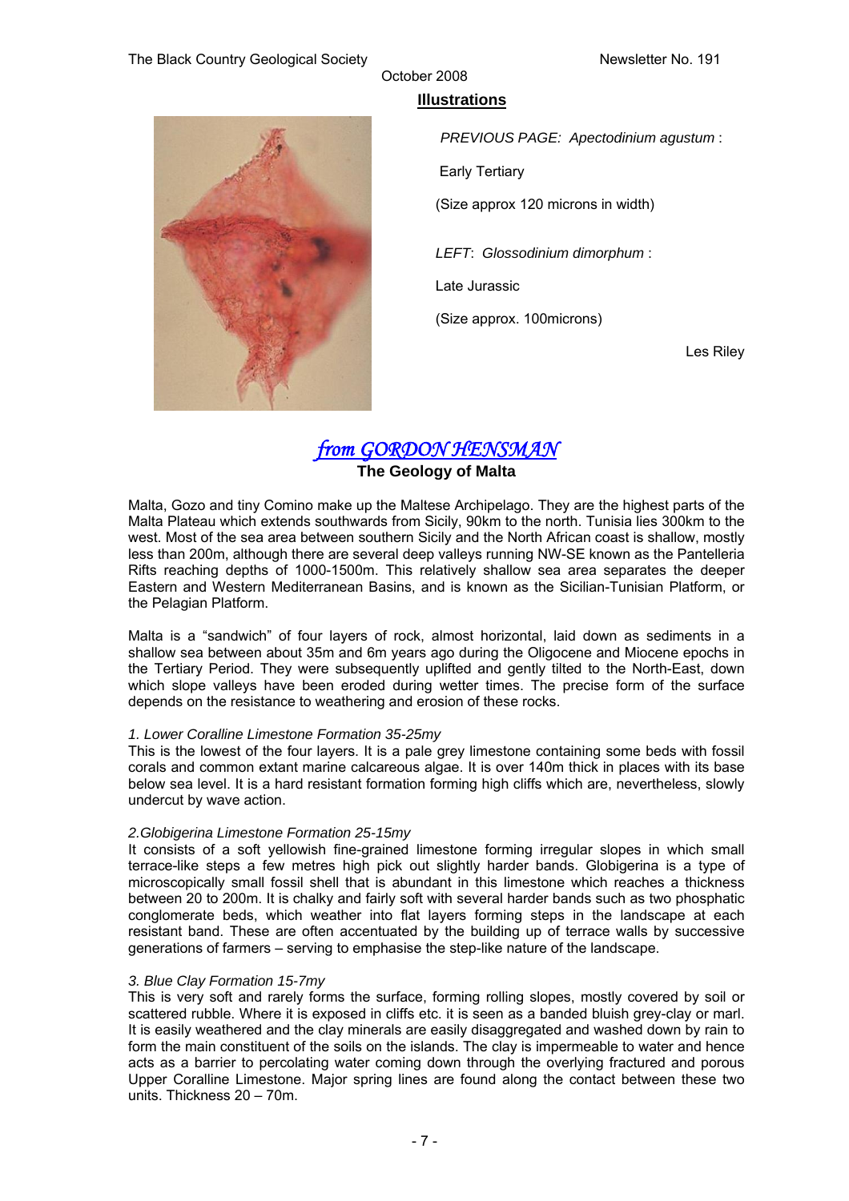## Illustrations

*PREVIOUS PAGE: Apectodinium agustum* :

Early Tertiary

(Size approx 120 microns in width)

*LEFT*: *Glossodinium dimorphum* :

Late Jurassic

(Size approx. 100microns)

Les Riley

## *from GORDON HENSMAN*

### The Geology of Malta

Malta, Gozo and tiny Comino make up the Maltese Archipelago. They are the highest parts of the Malta Plateau which extends southwards from Sicily, 90km to the north. Tunisia lies 300km to the west. Most of the sea area between southern Sicily and the North African coast is shallow, mostly less than 200m, although there are several deep valleys running NW-SE known as the Pantelleria Rifts reaching depths of 1000-1500m. This relatively shallow sea area separates the deeper Eastern and Western Mediterranean Basins, and is known as the Sicilian-Tunisian Platform, or the Pelagian Platform.

Malta is a "sandwich" of four layers of rock, almost horizontal, laid down as sediments in a shallow sea between about 35m and 6m years ago during the Oligocene and Miocene epochs in the Tertiary Period. They were subsequently uplifted and gently tilted to the North-East, down which slope valleys have been eroded during wetter times. The precise form of the surface depends on the resistance to weathering and erosion of these rocks.

*1. Lower Coralline Limestone Formation 35-25my*

This is the lowest of the four layers. It is a pale grey limestone containing some beds with fossil corals and common extant marine calcareous algae. It is over 140m thick in places with its base below sea level. It is a hard resistant formation forming high cliffs which are, nevertheless, slowly undercut by wave action.

*2.Globigerina Limestone Formation 25-15my*

It consists of a soft yellowish fine-grained limestone forming irregular slopes in which small terrace-like steps a few metres high pick out slightly harder bands. Globigerina is a type of microscopically small fossil shell that is abundant in this limestone which reaches a thickness between 20 to 200m. It is chalky and fairly soft with several harder bands such as two phosphatic conglomerate beds, which weather into flat layers forming steps in the landscape at each resistant band. These are often accentuated by the building up of terrace walls by successive generations of farmers – serving to emphasise the step-like nature of the landscape.

*3. Blue Clay Formation 15-7my*

This is very soft and rarely forms the surface, forming rolling slopes, mostly covered by soil or scattered rubble. Where it is exposed in cliffs etc. it is seen as a banded bluish grey-clay or marl. It is easily weathered and the clay minerals are easily disaggregated and washed down by rain to form the main constituent of the soils on the islands. The clay is impermeable to water and hence acts as a barrier to percolating water coming down through the overlying fractured and porous Upper Coralline Limestone. Major spring lines are found along the contact between these two units. Thickness 20 – 70m.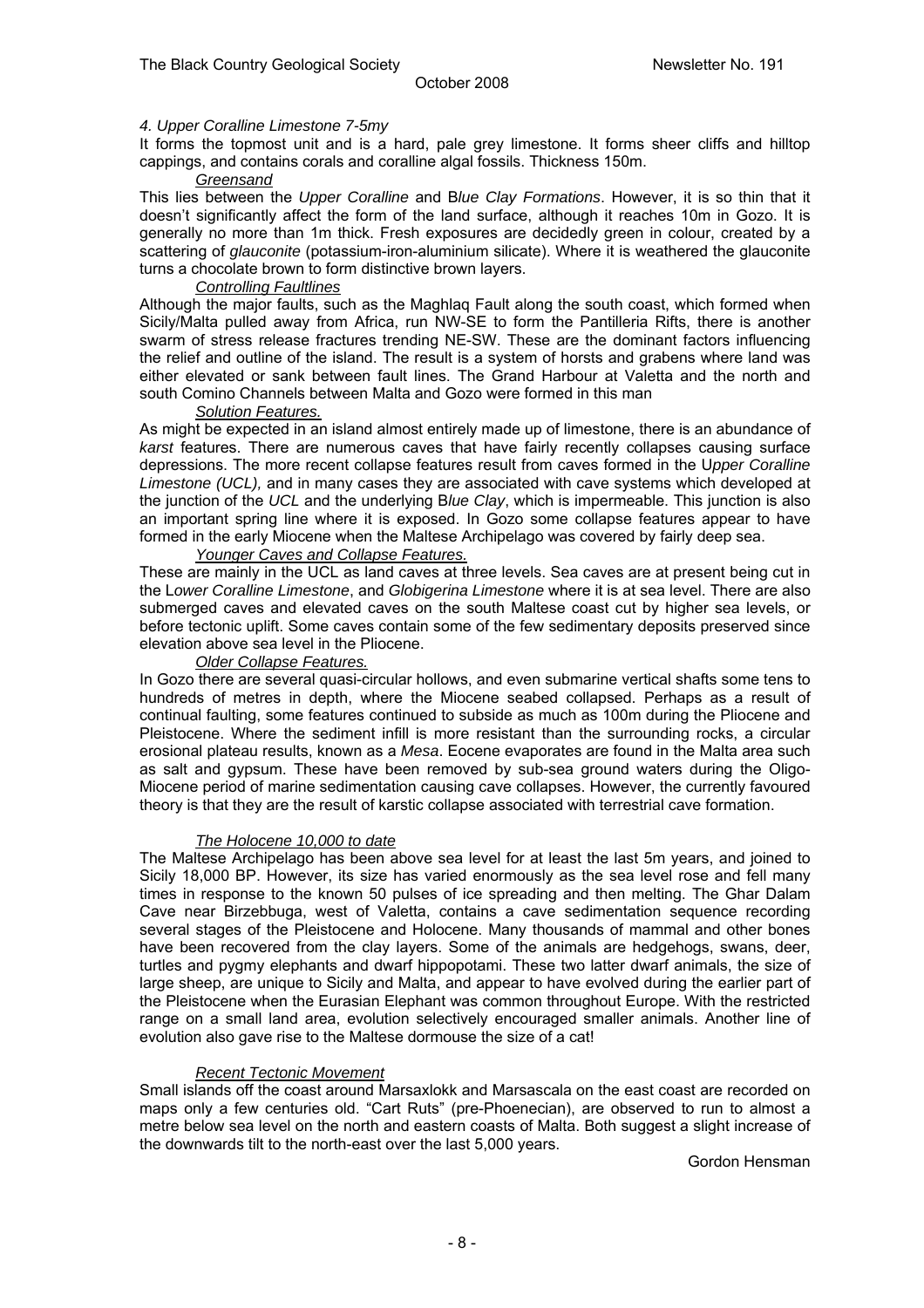### *4. Upper Coralline Limestone 7-5my*

It forms the topmost unit and is a hard, pale grey limestone. It forms sheer cliffs and hilltop cappings, and contains corals and coralline algal fossils. Thickness 150m.

#### *Greensand*

This lies between the *Upper Coralline* and B*lue Clay Formations*. However, it is so thin that it doesn't significantly affect the form of the land surface, although it reaches 10m in Gozo. It is generally no more than 1m thick. Fresh exposures are decidedly green in colour, created by a scattering of *glauconite* (potassium-iron-aluminium silicate). Where it is weathered the glauconite turns a chocolate brown to form distinctive brown layers.

#### *Controlling Faultlines*

Although the major faults, such as the Maghlaq Fault along the south coast, which formed when Sicily/Malta pulled away from Africa, run NW-SE to form the Pantilleria Rifts, there is another swarm of stress release fractures trending NE-SW. These are the dominant factors influencing the relief and outline of the island. The result is a system of horsts and grabens where land was either elevated or sank between fault lines. The Grand Harbour at Valetta and the north and south Comino Channels between Malta and Gozo were formed in this man

#### *Solution Features.*

As might be expected in an island almost entirely made up of limestone, there is an abundance of *karst* features. There are numerous caves that have fairly recently collapses causing surface depressions. The more recent collapse features result from caves formed in the U*pper Coralline Limestone (UCL),* and in many cases they are associated with cave systems which developed at the junction of the *UCL* and the underlying B*lue Clay*, which is impermeable. This junction is also an important spring line where it is exposed. In Gozo some collapse features appear to have formed in the early Miocene when the Maltese Archipelago was covered by fairly deep sea.

#### *Younger Caves and Collapse Features.*

These are mainly in the UCL as land caves at three levels. Sea caves are at present being cut in the L*ower Coralline Limestone*, and *Globigerina Limestone* where it is at sea level. There are also submerged caves and elevated caves on the south Maltese coast cut by higher sea levels, or before tectonic uplift. Some caves contain some of the few sedimentary deposits preserved since elevation above sea level in the Pliocene.

#### *Older Collapse Features.*

In Gozo there are several quasi-circular hollows, and even submarine vertical shafts some tens to hundreds of metres in depth, where the Miocene seabed collapsed. Perhaps as a result of continual faulting, some features continued to subside as much as 100m during the Pliocene and Pleistocene. Where the sediment infill is more resistant than the surrounding rocks, a circular erosional plateau results, known as a *Mesa*. Eocene evaporates are found in the Malta area such as salt and gypsum. These have been removed by sub-sea ground waters during the Oligo-Miocene period of marine sedimentation causing cave collapses. However, the currently favoured theory is that they are the result of karstic collapse associated with terrestrial cave formation.

#### *The Holocene 10,000 to date*

The Maltese Archipelago has been above sea level for at least the last 5m years, and joined to Sicily 18,000 BP. However, its size has varied enormously as the sea level rose and fell many times in response to the known 50 pulses of ice spreading and then melting. The Ghar Dalam Cave near Birzebbuga, west of Valetta, contains a cave sedimentation sequence recording several stages of the Pleistocene and Holocene. Many thousands of mammal and other bones have been recovered from the clay layers. Some of the animals are hedgehogs, swans, deer, turtles and pygmy elephants and dwarf hippopotami. These two latter dwarf animals, the size of large sheep, are unique to Sicily and Malta, and appear to have evolved during the earlier part of the Pleistocene when the Eurasian Elephant was common throughout Europe. With the restricted range on a small land area, evolution selectively encouraged smaller animals. Another line of evolution also gave rise to the Maltese dormouse the size of a cat!

#### *Recent Tectonic Movement*

Small islands off the coast around Marsaxlokk and Marsascala on the east coast are recorded on maps only a few centuries old. "Cart Ruts" (pre-Phoenecian), are observed to run to almost a metre below sea level on the north and eastern coasts of Malta. Both suggest a slight increase of the downwards tilt to the north-east over the last 5,000 years.

Gordon Hensman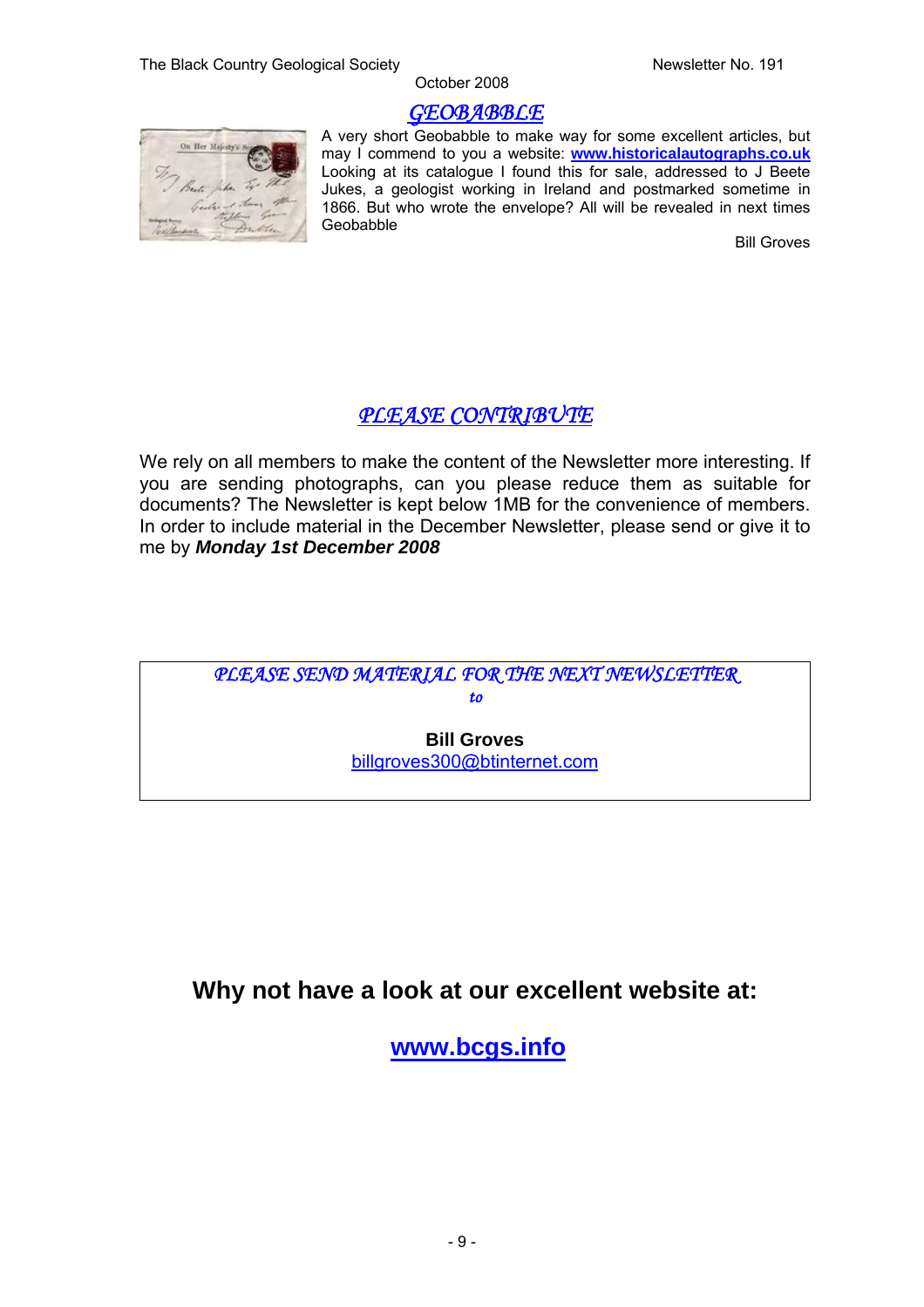## GEOBABBLE

A very short Geobabble to make way for some excellent articles, but may I commend to you a website: **www.historicalautographs.co.uk** Looking at its catalogue I found this for sale, addressed to J Beete Jukes, a geologist working in Ireland and postmarked sometime in 1866. But who wrote the envelope? All will be revealed in next times Geobabble

Bill Groves

## PLEASE CONTRIBUTE

We rely on all members to make the content of the Newsletter more interesting. If you are sending photographs, can you please reduce them as suitable for documents? The Newsletter is kept below 1MB for the convenience of members. In order to include material in the December Newsletter, please send or give it to me by ***Monday 1st December 2008***

*PLEASE SEND MATERIAL FOR THE NEXT NEWSLETTER*

***to***

**Bill Groves**
billgroves300@btinternet.com

## Why not have a look at our excellent website at:

## www.bcgs.info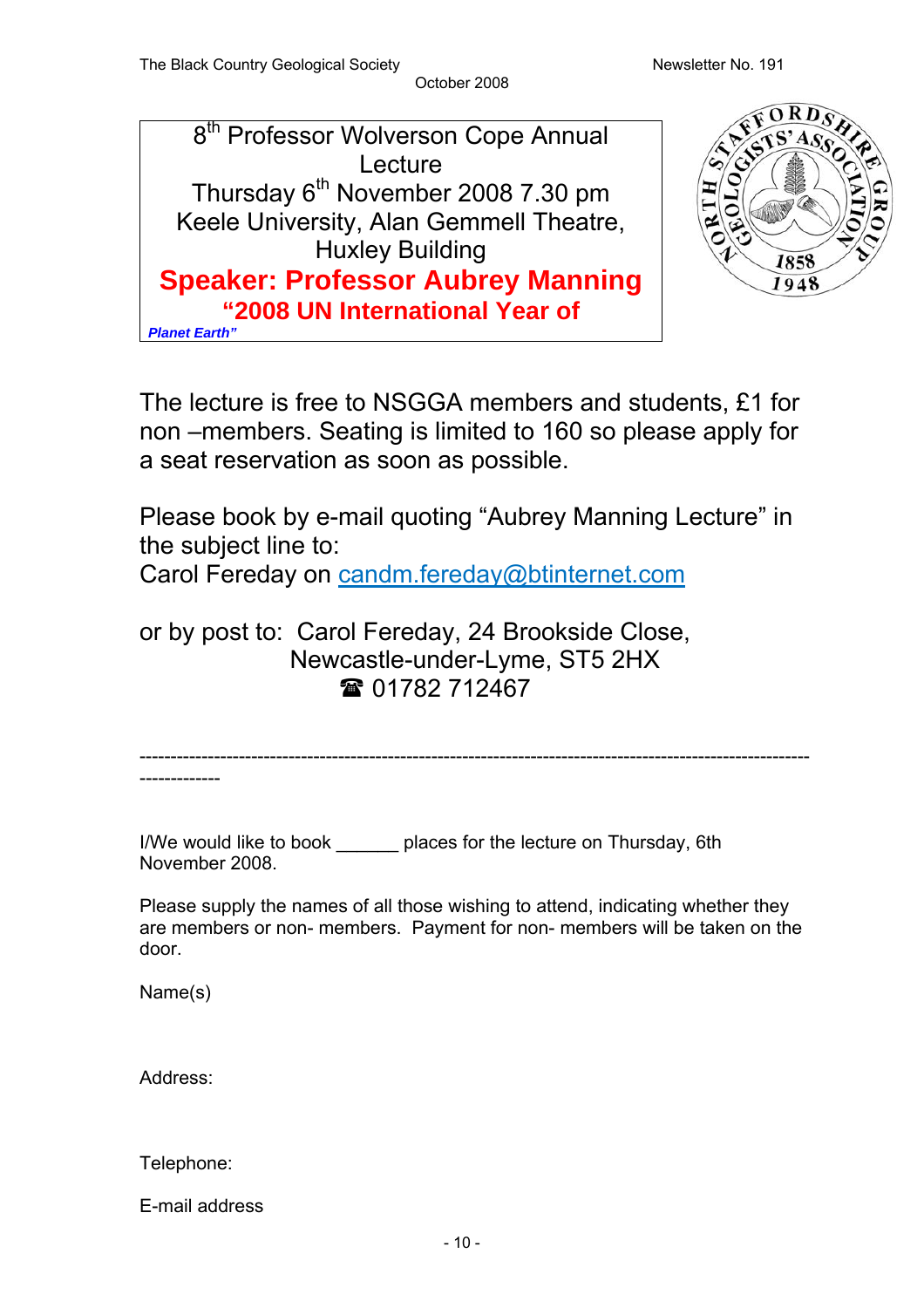8th Professor Wolverson Cope Annual Lecture

Thursday 6th November 2008 7.30 pm

Keele University, Alan Gemmell Theatre, Huxley Building

**Speaker: Professor Aubrey Manning**

**"2008 UN International Year of *Planet Earth*"**

The lecture is free to NSGGA members and students, £1 for non –members. Seating is limited to 160 so please apply for a seat reservation as soon as possible.

Please book by e-mail quoting "Aubrey Manning Lecture" in the subject line to:
Carol Fereday on candm.fereday@btinternet.com

or by post to: Carol Fereday, 24 Brookside Close,
Newcastle-under-Lyme, ST5 2HX
☎ 01782 712467

---

I/We would like to book ______ places for the lecture on Thursday, 6th November 2008.

Please supply the names of all those wishing to attend, indicating whether they are members or non- members. Payment for non- members will be taken on the door.

Name(s)

Address:

Telephone:

E-mail address